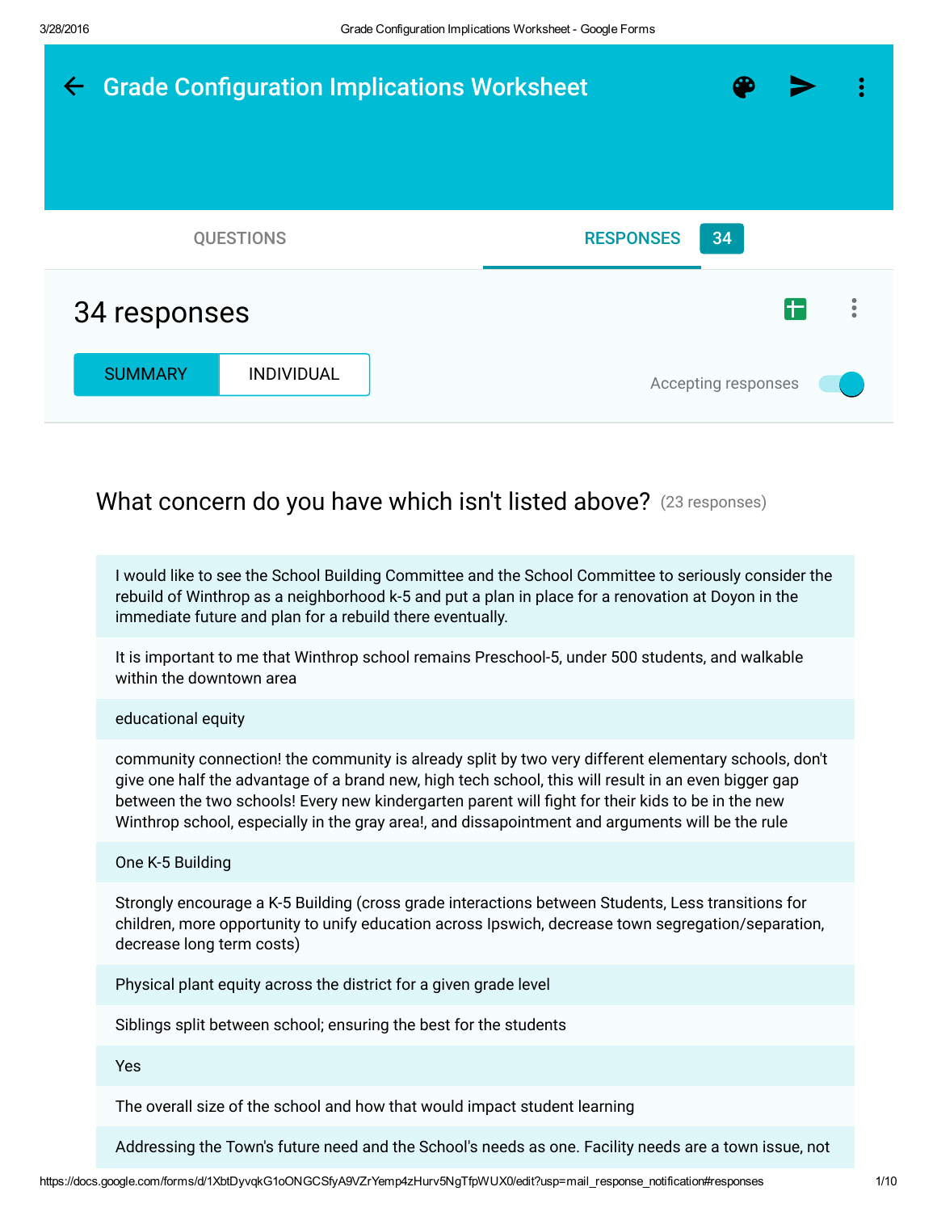# Grade Configuration Implications Worksheet

QUESTIONS

RESPONSES 34

## 34 responses

SUMMARY | INDIVIDUAL

Accepting responses

### What concern do you have which isn't listed above? (23 responses)

I would like to see the School Building Committee and the School Committee to seriously consider the rebuild of Winthrop as a neighborhood k-5 and put a plan in place for a renovation at Doyon in the immediate future and plan for a rebuild there eventually.

It is important to me that Winthrop school remains Preschool-5, under 500 students, and walkable within the downtown area

educational equity

community connection! the community is already split by two very different elementary schools, don't give one half the advantage of a brand new, high tech school, this will result in an even bigger gap between the two schools! Every new kindergarten parent will fight for their kids to be in the new Winthrop school, especially in the gray area!, and dissapointment and arguments will be the rule

One K-5 Building

Strongly encourage a K-5 Building (cross grade interactions between Students, Less transitions for children, more opportunity to unify education across Ipswich, decrease town segregation/separation, decrease long term costs)

Physical plant equity across the district for a given grade level

Siblings split between school; ensuring the best for the students

Yes

The overall size of the school and how that would impact student learning

Addressing the Town's future need and the School's needs as one. Facility needs are a town issue, not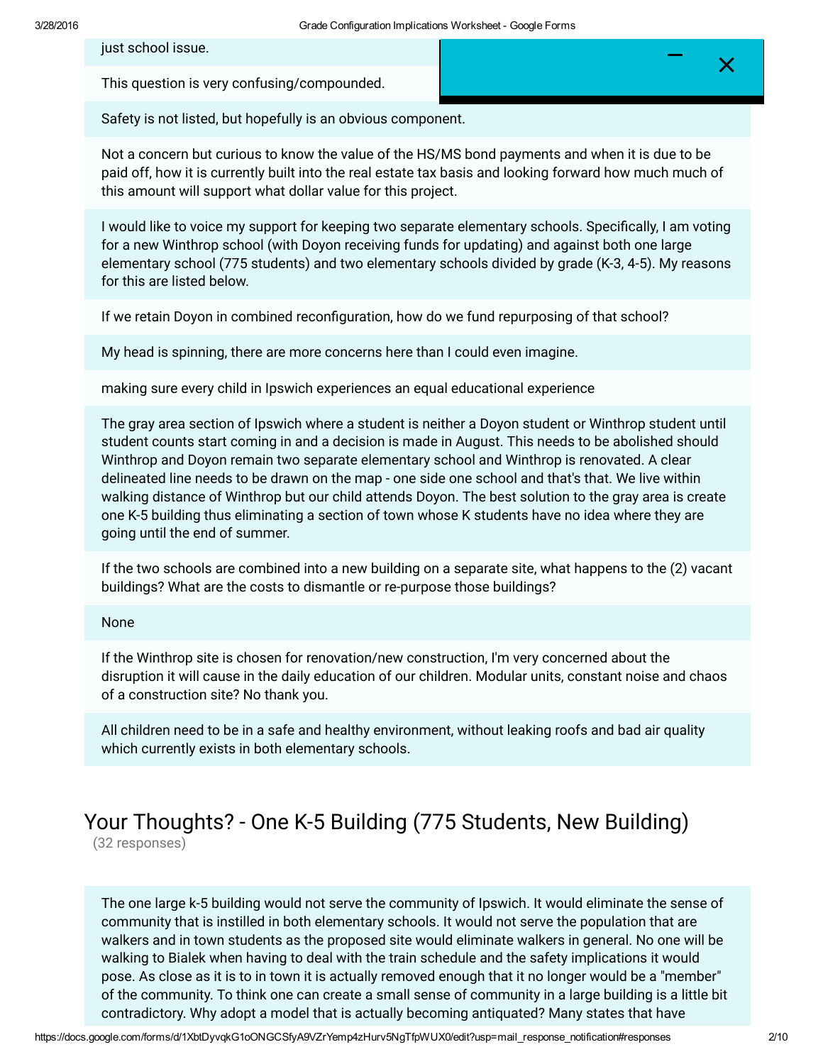just school issue.

This question is very confusing/compounded.

Safety is not listed, but hopefully is an obvious component.

Not a concern but curious to know the value of the HS/MS bond payments and when it is due to be paid off, how it is currently built into the real estate tax basis and looking forward how much much of this amount will support what dollar value for this project.

I would like to voice my support for keeping two separate elementary schools. Specifically, I am voting for a new Winthrop school (with Doyon receiving funds for updating) and against both one large elementary school (775 students) and two elementary schools divided by grade (K-3, 4-5). My reasons for this are listed below.

If we retain Doyon in combined reconfiguration, how do we fund repurposing of that school?

My head is spinning, there are more concerns here than I could even imagine.

making sure every child in Ipswich experiences an equal educational experience

The gray area section of Ipswich where a student is neither a Doyon student or Winthrop student until student counts start coming in and a decision is made in August. This needs to be abolished should Winthrop and Doyon remain two separate elementary school and Winthrop is renovated. A clear delineated line needs to be drawn on the map - one side one school and that's that. We live within walking distance of Winthrop but our child attends Doyon. The best solution to the gray area is create one K-5 building thus eliminating a section of town whose K students have no idea where they are going until the end of summer.

If the two schools are combined into a new building on a separate site, what happens to the (2) vacant buildings? What are the costs to dismantle or re-purpose those buildings?

None

If the Winthrop site is chosen for renovation/new construction, I'm very concerned about the disruption it will cause in the daily education of our children. Modular units, constant noise and chaos of a construction site? No thank you.

All children need to be in a safe and healthy environment, without leaking roofs and bad air quality which currently exists in both elementary schools.

## Your Thoughts? - One K-5 Building (775 Students, New Building)

(32 responses)

The one large k-5 building would not serve the community of Ipswich. It would eliminate the sense of community that is instilled in both elementary schools. It would not serve the population that are walkers and in town students as the proposed site would eliminate walkers in general. No one will be walking to Bialek when having to deal with the train schedule and the safety implications it would pose. As close as it is to in town it is actually removed enough that it no longer would be a "member" of the community. To think one can create a small sense of community in a large building is a little bit contradictory. Why adopt a model that is actually becoming antiquated? Many states that have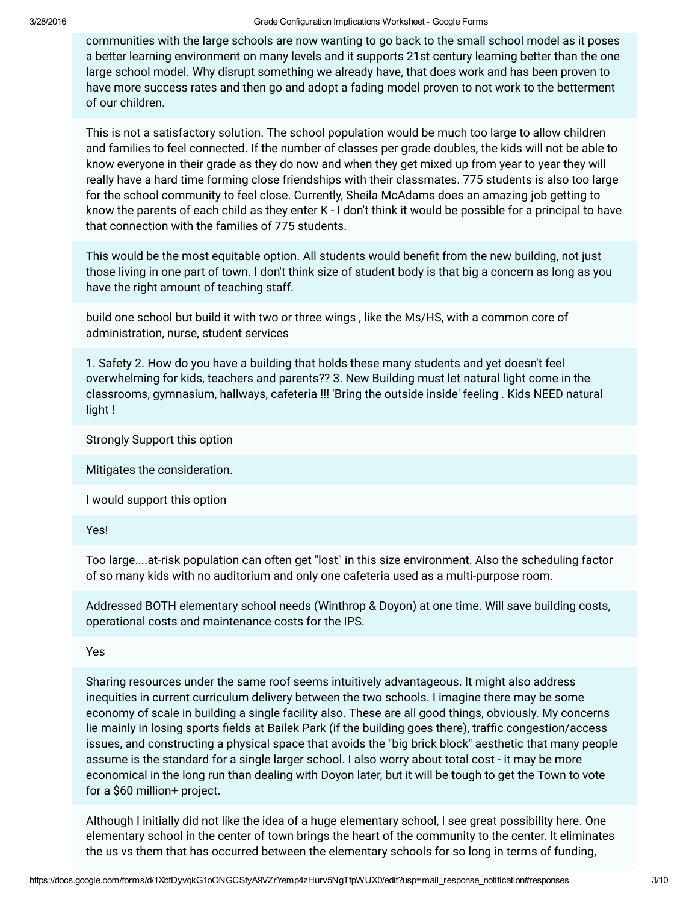communities with the large schools are now wanting to go back to the small school model as it poses a better learning environment on many levels and it supports 21st century learning better than the one large school model. Why disrupt something we already have, that does work and has been proven to have more success rates and then go and adopt a fading model proven to not work to the betterment of our children.

This is not a satisfactory solution. The school population would be much too large to allow children and families to feel connected. If the number of classes per grade doubles, the kids will not be able to know everyone in their grade as they do now and when they get mixed up from year to year they will really have a hard time forming close friendships with their classmates. 775 students is also too large for the school community to feel close. Currently, Sheila McAdams does an amazing job getting to know the parents of each child as they enter K - I don't think it would be possible for a principal to have that connection with the families of 775 students.

This would be the most equitable option. All students would benefit from the new building, not just those living in one part of town. I don't think size of student body is that big a concern as long as you have the right amount of teaching staff.

build one school but build it with two or three wings , like the Ms/HS, with a common core of administration, nurse, student services

1. Safety 2. How do you have a building that holds these many students and yet doesn't feel overwhelming for kids, teachers and parents?? 3. New Building must let natural light come in the classrooms, gymnasium, hallways, cafeteria !!! 'Bring the outside inside' feeling . Kids NEED natural light !

Strongly Support this option

Mitigates the consideration.

I would support this option

Yes!

Too large....at-risk population can often get "lost" in this size environment. Also the scheduling factor of so many kids with no auditorium and only one cafeteria used as a multi-purpose room.

Addressed BOTH elementary school needs (Winthrop & Doyon) at one time. Will save building costs, operational costs and maintenance costs for the IPS.

Yes

Sharing resources under the same roof seems intuitively advantageous. It might also address inequities in current curriculum delivery between the two schools. I imagine there may be some economy of scale in building a single facility also. These are all good things, obviously. My concerns lie mainly in losing sports fields at Bailek Park (if the building goes there), traffic congestion/access issues, and constructing a physical space that avoids the "big brick block" aesthetic that many people assume is the standard for a single larger school. I also worry about total cost - it may be more economical in the long run than dealing with Doyon later, but it will be tough to get the Town to vote for a $60 million+ project.

Although I initially did not like the idea of a huge elementary school, I see great possibility here. One elementary school in the center of town brings the heart of the community to the center. It eliminates the us vs them that has occurred between the elementary schools for so long in terms of funding,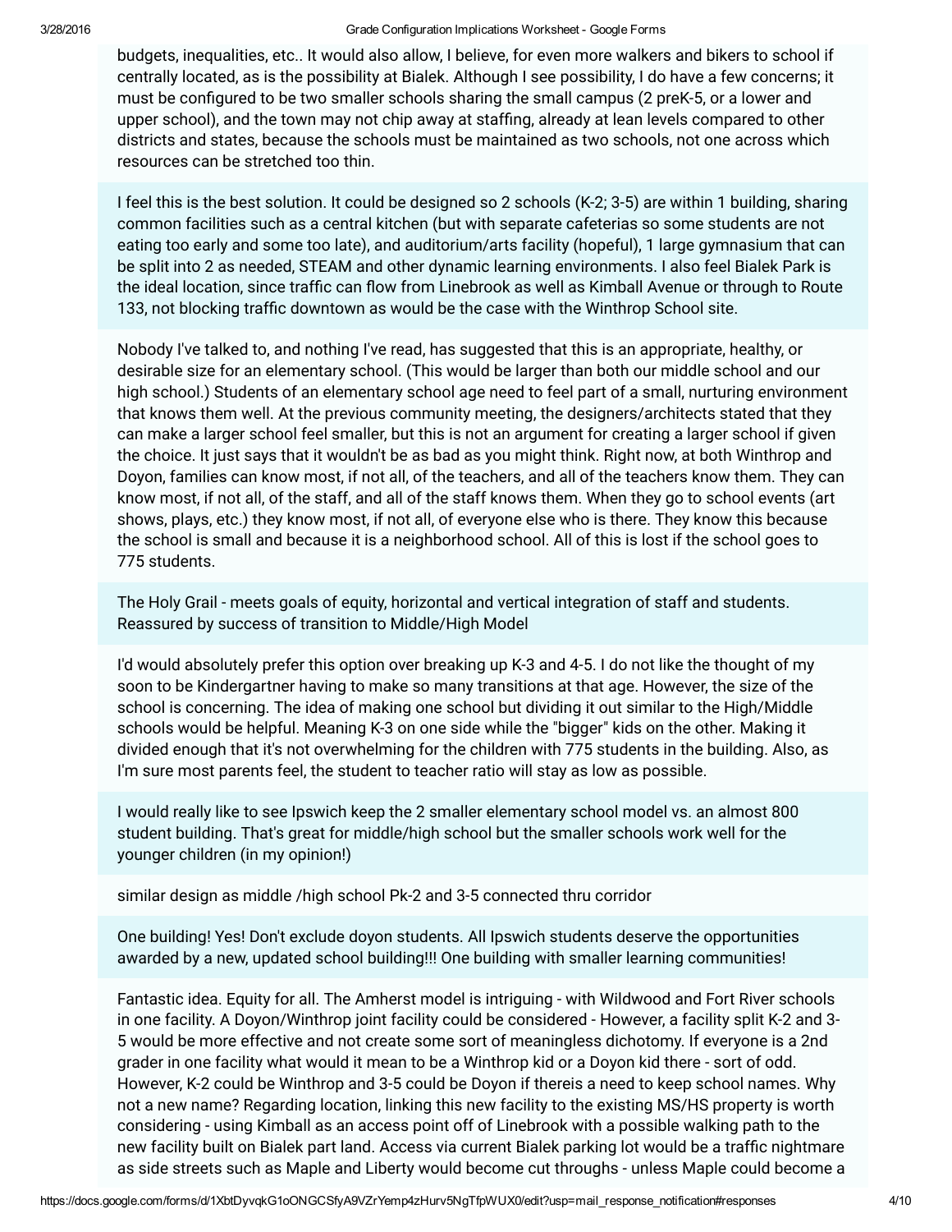budgets, inequalities, etc.. It would also allow, I believe, for even more walkers and bikers to school if centrally located, as is the possibility at Bialek. Although I see possibility, I do have a few concerns; it must be configured to be two smaller schools sharing the small campus (2 preK-5, or a lower and upper school), and the town may not chip away at staffing, already at lean levels compared to other districts and states, because the schools must be maintained as two schools, not one across which resources can be stretched too thin.

I feel this is the best solution. It could be designed so 2 schools (K-2; 3-5) are within 1 building, sharing common facilities such as a central kitchen (but with separate cafeterias so some students are not eating too early and some too late), and auditorium/arts facility (hopeful), 1 large gymnasium that can be split into 2 as needed, STEAM and other dynamic learning environments. I also feel Bialek Park is the ideal location, since traffic can flow from Linebrook as well as Kimball Avenue or through to Route 133, not blocking traffic downtown as would be the case with the Winthrop School site.

Nobody I've talked to, and nothing I've read, has suggested that this is an appropriate, healthy, or desirable size for an elementary school. (This would be larger than both our middle school and our high school.) Students of an elementary school age need to feel part of a small, nurturing environment that knows them well. At the previous community meeting, the designers/architects stated that they can make a larger school feel smaller, but this is not an argument for creating a larger school if given the choice. It just says that it wouldn't be as bad as you might think. Right now, at both Winthrop and Doyon, families can know most, if not all, of the teachers, and all of the teachers know them. They can know most, if not all, of the staff, and all of the staff knows them. When they go to school events (art shows, plays, etc.) they know most, if not all, of everyone else who is there. They know this because the school is small and because it is a neighborhood school. All of this is lost if the school goes to 775 students.

The Holy Grail - meets goals of equity, horizontal and vertical integration of staff and students. Reassured by success of transition to Middle/High Model

I'd would absolutely prefer this option over breaking up K-3 and 4-5. I do not like the thought of my soon to be Kindergartner having to make so many transitions at that age. However, the size of the school is concerning. The idea of making one school but dividing it out similar to the High/Middle schools would be helpful. Meaning K-3 on one side while the "bigger" kids on the other. Making it divided enough that it's not overwhelming for the children with 775 students in the building. Also, as I'm sure most parents feel, the student to teacher ratio will stay as low as possible.

I would really like to see Ipswich keep the 2 smaller elementary school model vs. an almost 800 student building. That's great for middle/high school but the smaller schools work well for the younger children (in my opinion!)

similar design as middle /high school Pk-2 and 3-5 connected thru corridor

One building! Yes! Don't exclude doyon students. All Ipswich students deserve the opportunities awarded by a new, updated school building!!! One building with smaller learning communities!

Fantastic idea. Equity for all. The Amherst model is intriguing - with Wildwood and Fort River schools in one facility. A Doyon/Winthrop joint facility could be considered - However, a facility split K-2 and 3-5 would be more effective and not create some sort of meaningless dichotomy. If everyone is a 2nd grader in one facility what would it mean to be a Winthrop kid or a Doyon kid there - sort of odd. However, K-2 could be Winthrop and 3-5 could be Doyon if thereis a need to keep school names. Why not a new name? Regarding location, linking this new facility to the existing MS/HS property is worth considering - using Kimball as an access point off of Linebrook with a possible walking path to the new facility built on Bialek part land. Access via current Bialek parking lot would be a traffic nightmare as side streets such as Maple and Liberty would become cut throughs - unless Maple could become a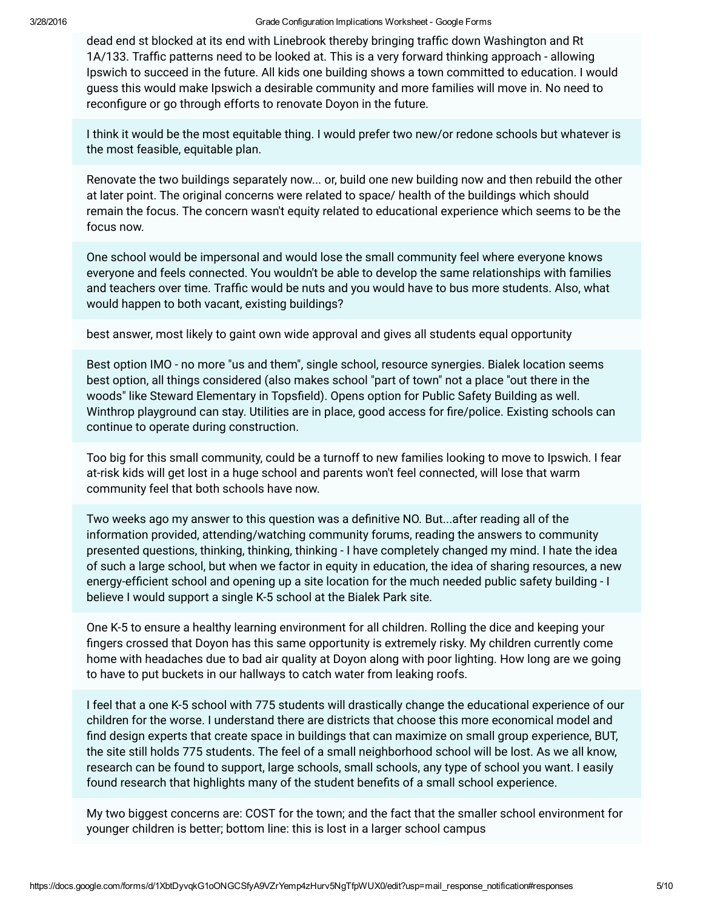dead end st blocked at its end with Linebrook thereby bringing traffic down Washington and Rt 1A/133. Traffic patterns need to be looked at. This is a very forward thinking approach - allowing Ipswich to succeed in the future. All kids one building shows a town committed to education. I would guess this would make Ipswich a desirable community and more families will move in. No need to reconfigure or go through efforts to renovate Doyon in the future.

I think it would be the most equitable thing. I would prefer two new/or redone schools but whatever is the most feasible, equitable plan.

Renovate the two buildings separately now... or, build one new building now and then rebuild the other at later point. The original concerns were related to space/ health of the buildings which should remain the focus. The concern wasn't equity related to educational experience which seems to be the focus now.

One school would be impersonal and would lose the small community feel where everyone knows everyone and feels connected. You wouldn't be able to develop the same relationships with families and teachers over time. Traffic would be nuts and you would have to bus more students. Also, what would happen to both vacant, existing buildings?

best answer, most likely to gaint own wide approval and gives all students equal opportunity

Best option IMO - no more "us and them", single school, resource synergies. Bialek location seems best option, all things considered (also makes school "part of town" not a place "out there in the woods" like Steward Elementary in Topsfield). Opens option for Public Safety Building as well. Winthrop playground can stay. Utilities are in place, good access for fire/police. Existing schools can continue to operate during construction.

Too big for this small community, could be a turnoff to new families looking to move to Ipswich. I fear at-risk kids will get lost in a huge school and parents won't feel connected, will lose that warm community feel that both schools have now.

Two weeks ago my answer to this question was a definitive NO. But...after reading all of the information provided, attending/watching community forums, reading the answers to community presented questions, thinking, thinking, thinking - I have completely changed my mind. I hate the idea of such a large school, but when we factor in equity in education, the idea of sharing resources, a new energy-efficient school and opening up a site location for the much needed public safety building - I believe I would support a single K-5 school at the Bialek Park site.

One K-5 to ensure a healthy learning environment for all children. Rolling the dice and keeping your fingers crossed that Doyon has this same opportunity is extremely risky. My children currently come home with headaches due to bad air quality at Doyon along with poor lighting. How long are we going to have to put buckets in our hallways to catch water from leaking roofs.

I feel that a one K-5 school with 775 students will drastically change the educational experience of our children for the worse. I understand there are districts that choose this more economical model and find design experts that create space in buildings that can maximize on small group experience, BUT, the site still holds 775 students. The feel of a small neighborhood school will be lost. As we all know, research can be found to support, large schools, small schools, any type of school you want. I easily found research that highlights many of the student benefits of a small school experience.

My two biggest concerns are: COST for the town; and the fact that the smaller school environment for younger children is better; bottom line: this is lost in a larger school campus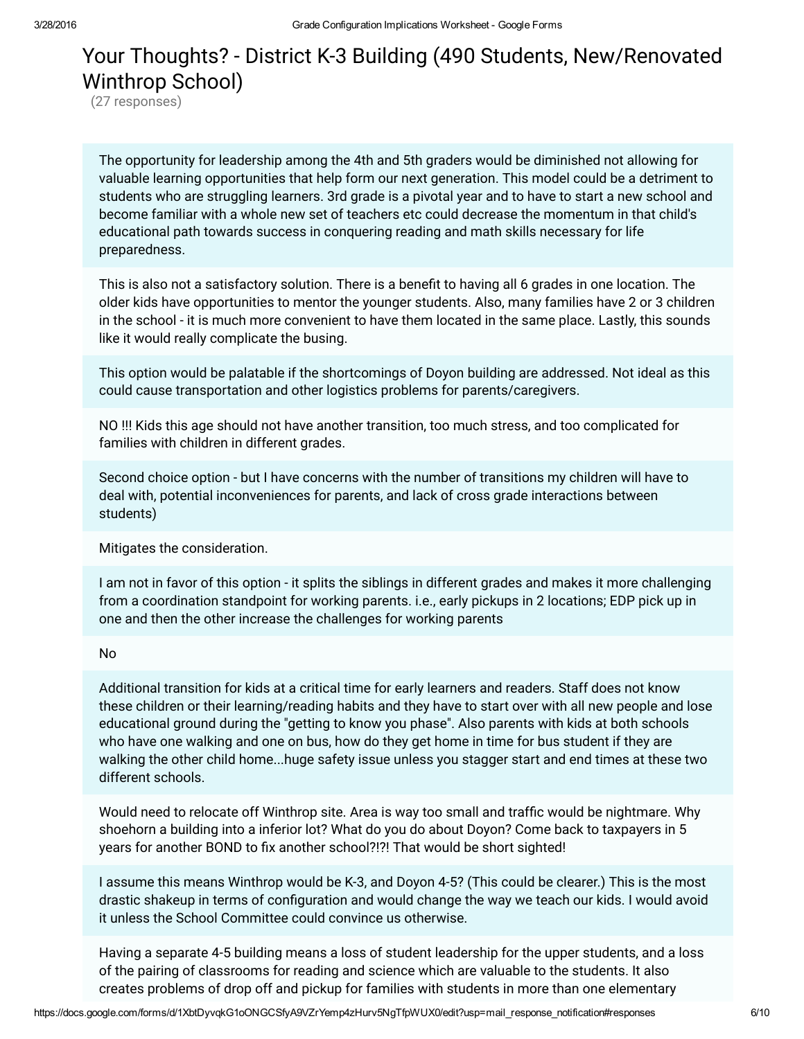# Your Thoughts? - District K-3 Building (490 Students, New/Renovated Winthrop School)

(27 responses)

The opportunity for leadership among the 4th and 5th graders would be diminished not allowing for valuable learning opportunities that help form our next generation. This model could be a detriment to students who are struggling learners. 3rd grade is a pivotal year and to have to start a new school and become familiar with a whole new set of teachers etc could decrease the momentum in that child's educational path towards success in conquering reading and math skills necessary for life preparedness.

This is also not a satisfactory solution. There is a benefit to having all 6 grades in one location. The older kids have opportunities to mentor the younger students. Also, many families have 2 or 3 children in the school - it is much more convenient to have them located in the same place. Lastly, this sounds like it would really complicate the busing.

This option would be palatable if the shortcomings of Doyon building are addressed. Not ideal as this could cause transportation and other logistics problems for parents/caregivers.

NO !!! Kids this age should not have another transition, too much stress, and too complicated for families with children in different grades.

Second choice option - but I have concerns with the number of transitions my children will have to deal with, potential inconveniences for parents, and lack of cross grade interactions between students)

Mitigates the consideration.

I am not in favor of this option - it splits the siblings in different grades and makes it more challenging from a coordination standpoint for working parents. i.e., early pickups in 2 locations; EDP pick up in one and then the other increase the challenges for working parents

No

Additional transition for kids at a critical time for early learners and readers. Staff does not know these children or their learning/reading habits and they have to start over with all new people and lose educational ground during the "getting to know you phase". Also parents with kids at both schools who have one walking and one on bus, how do they get home in time for bus student if they are walking the other child home...huge safety issue unless you stagger start and end times at these two different schools.

Would need to relocate off Winthrop site. Area is way too small and traffic would be nightmare. Why shoehorn a building into a inferior lot? What do you do about Doyon? Come back to taxpayers in 5 years for another BOND to fix another school?!?! That would be short sighted!

I assume this means Winthrop would be K-3, and Doyon 4-5? (This could be clearer.) This is the most drastic shakeup in terms of configuration and would change the way we teach our kids. I would avoid it unless the School Committee could convince us otherwise.

Having a separate 4-5 building means a loss of student leadership for the upper students, and a loss of the pairing of classrooms for reading and science which are valuable to the students. It also creates problems of drop off and pickup for families with students in more than one elementary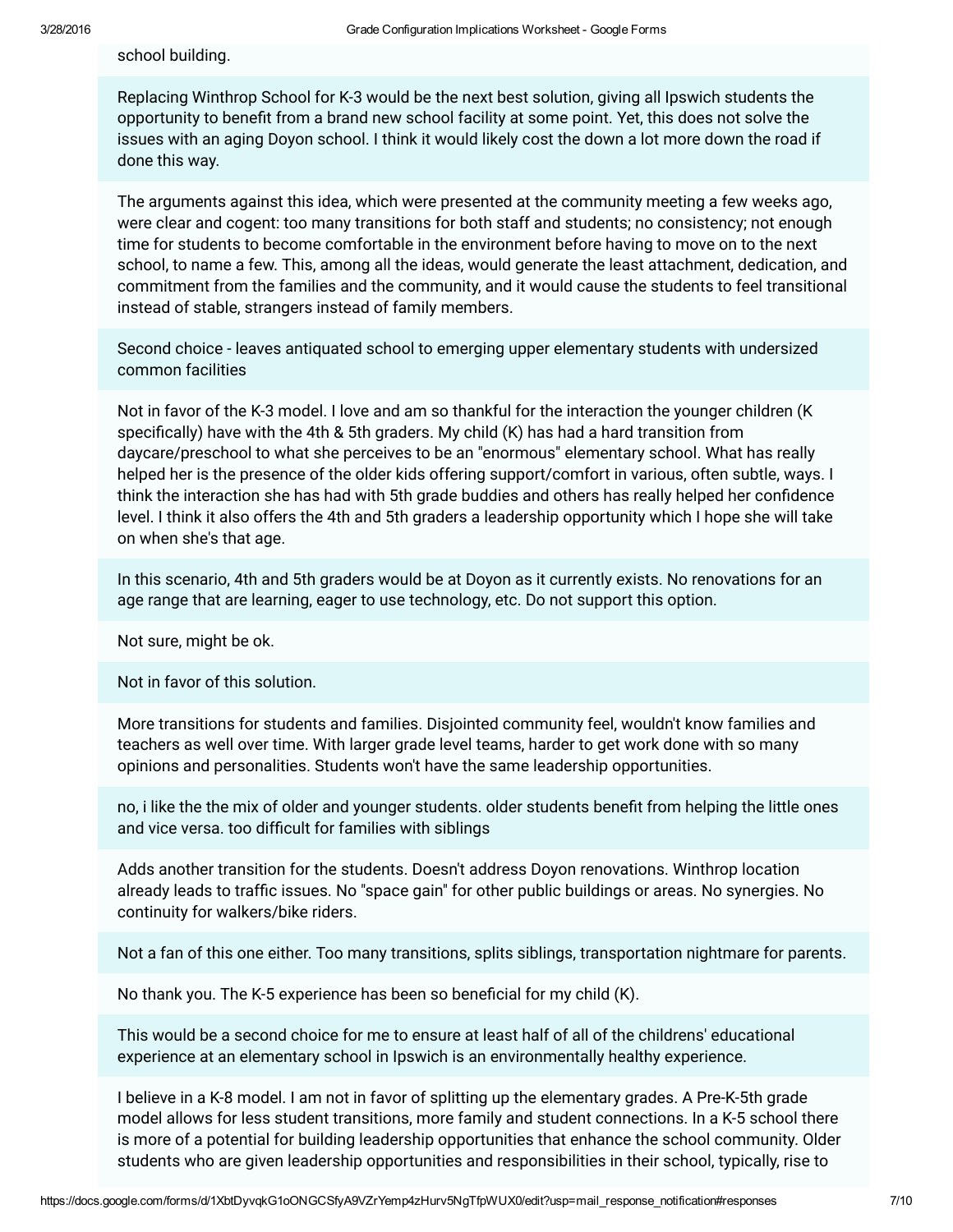school building.

Replacing Winthrop School for K-3 would be the next best solution, giving all Ipswich students the opportunity to benefit from a brand new school facility at some point. Yet, this does not solve the issues with an aging Doyon school. I think it would likely cost the down a lot more down the road if done this way.

The arguments against this idea, which were presented at the community meeting a few weeks ago, were clear and cogent: too many transitions for both staff and students; no consistency; not enough time for students to become comfortable in the environment before having to move on to the next school, to name a few. This, among all the ideas, would generate the least attachment, dedication, and commitment from the families and the community, and it would cause the students to feel transitional instead of stable, strangers instead of family members.

Second choice - leaves antiquated school to emerging upper elementary students with undersized common facilities

Not in favor of the K-3 model. I love and am so thankful for the interaction the younger children (K specifically) have with the 4th & 5th graders. My child (K) has had a hard transition from daycare/preschool to what she perceives to be an "enormous" elementary school. What has really helped her is the presence of the older kids offering support/comfort in various, often subtle, ways. I think the interaction she has had with 5th grade buddies and others has really helped her confidence level. I think it also offers the 4th and 5th graders a leadership opportunity which I hope she will take on when she's that age.

In this scenario, 4th and 5th graders would be at Doyon as it currently exists. No renovations for an age range that are learning, eager to use technology, etc. Do not support this option.

Not sure, might be ok.

Not in favor of this solution.

More transitions for students and families. Disjointed community feel, wouldn't know families and teachers as well over time. With larger grade level teams, harder to get work done with so many opinions and personalities. Students won't have the same leadership opportunities.

no, i like the the mix of older and younger students. older students benefit from helping the little ones and vice versa. too difficult for families with siblings

Adds another transition for the students. Doesn't address Doyon renovations. Winthrop location already leads to traffic issues. No "space gain" for other public buildings or areas. No synergies. No continuity for walkers/bike riders.

Not a fan of this one either. Too many transitions, splits siblings, transportation nightmare for parents.

No thank you. The K-5 experience has been so beneficial for my child (K).

This would be a second choice for me to ensure at least half of all of the childrens' educational experience at an elementary school in Ipswich is an environmentally healthy experience.

I believe in a K-8 model. I am not in favor of splitting up the elementary grades. A Pre-K-5th grade model allows for less student transitions, more family and student connections. In a K-5 school there is more of a potential for building leadership opportunities that enhance the school community. Older students who are given leadership opportunities and responsibilities in their school, typically, rise to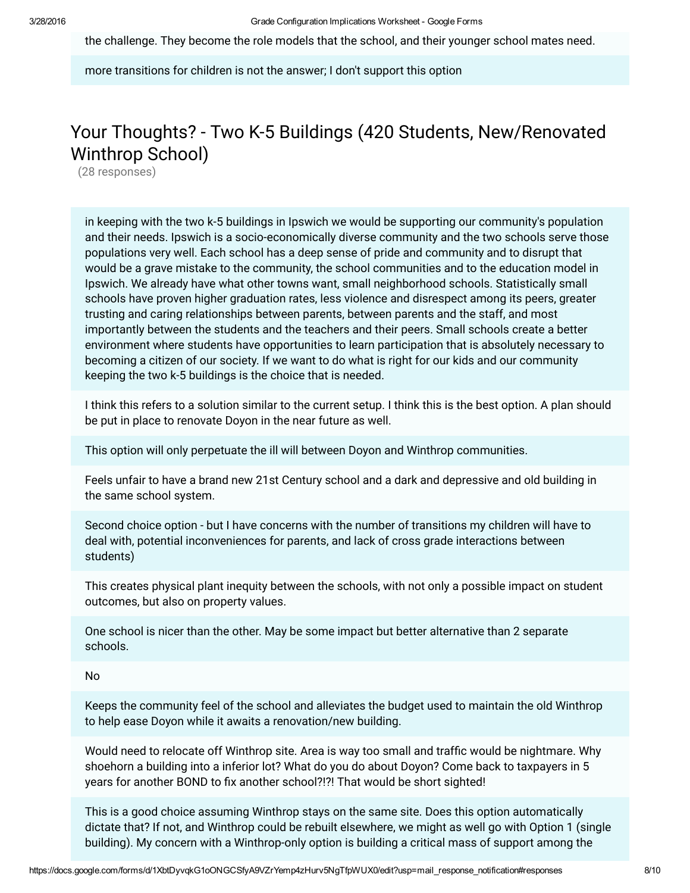the challenge. They become the role models that the school, and their younger school mates need.

more transitions for children is not the answer; I don't support this option

## Your Thoughts? - Two K-5 Buildings (420 Students, New/Renovated Winthrop School)

(28 responses)

in keeping with the two k-5 buildings in Ipswich we would be supporting our community's population and their needs. Ipswich is a socio-economically diverse community and the two schools serve those populations very well. Each school has a deep sense of pride and community and to disrupt that would be a grave mistake to the community, the school communities and to the education model in Ipswich. We already have what other towns want, small neighborhood schools. Statistically small schools have proven higher graduation rates, less violence and disrespect among its peers, greater trusting and caring relationships between parents, between parents and the staff, and most importantly between the students and the teachers and their peers. Small schools create a better environment where students have opportunities to learn participation that is absolutely necessary to becoming a citizen of our society. If we want to do what is right for our kids and our community keeping the two k-5 buildings is the choice that is needed.

I think this refers to a solution similar to the current setup. I think this is the best option. A plan should be put in place to renovate Doyon in the near future as well.

This option will only perpetuate the ill will between Doyon and Winthrop communities.

Feels unfair to have a brand new 21st Century school and a dark and depressive and old building in the same school system.

Second choice option - but I have concerns with the number of transitions my children will have to deal with, potential inconveniences for parents, and lack of cross grade interactions between students)

This creates physical plant inequity between the schools, with not only a possible impact on student outcomes, but also on property values.

One school is nicer than the other. May be some impact but better alternative than 2 separate schools.

No

Keeps the community feel of the school and alleviates the budget used to maintain the old Winthrop to help ease Doyon while it awaits a renovation/new building.

Would need to relocate off Winthrop site. Area is way too small and traffic would be nightmare. Why shoehorn a building into a inferior lot? What do you do about Doyon? Come back to taxpayers in 5 years for another BOND to fix another school?!?! That would be short sighted!

This is a good choice assuming Winthrop stays on the same site. Does this option automatically dictate that? If not, and Winthrop could be rebuilt elsewhere, we might as well go with Option 1 (single building). My concern with a Winthrop-only option is building a critical mass of support among the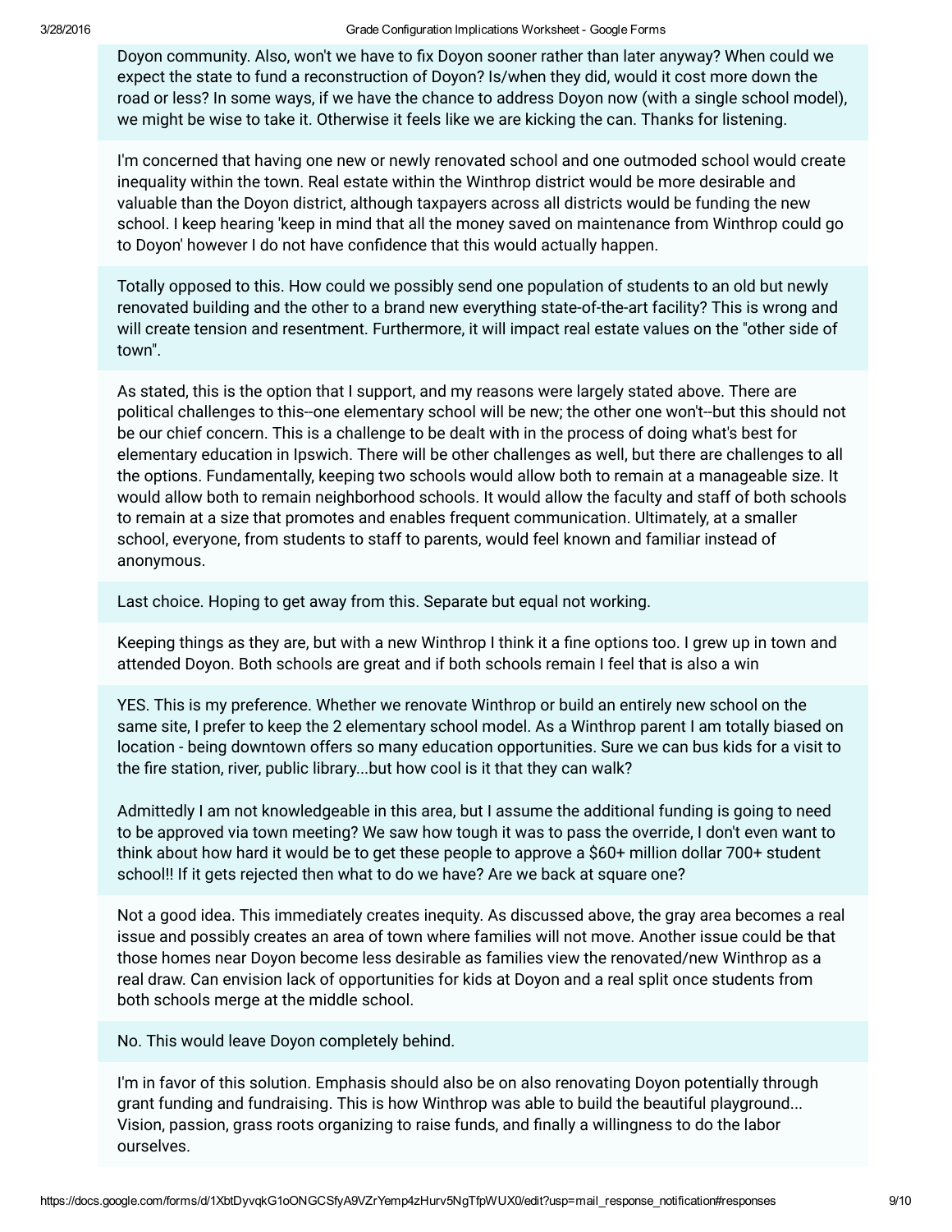Doyon community. Also, won't we have to fix Doyon sooner rather than later anyway? When could we expect the state to fund a reconstruction of Doyon? Is/when they did, would it cost more down the road or less? In some ways, if we have the chance to address Doyon now (with a single school model), we might be wise to take it. Otherwise it feels like we are kicking the can. Thanks for listening.

I'm concerned that having one new or newly renovated school and one outmoded school would create inequality within the town. Real estate within the Winthrop district would be more desirable and valuable than the Doyon district, although taxpayers across all districts would be funding the new school. I keep hearing 'keep in mind that all the money saved on maintenance from Winthrop could go to Doyon' however I do not have confidence that this would actually happen.

Totally opposed to this. How could we possibly send one population of students to an old but newly renovated building and the other to a brand new everything state-of-the-art facility? This is wrong and will create tension and resentment. Furthermore, it will impact real estate values on the "other side of town".

As stated, this is the option that I support, and my reasons were largely stated above. There are political challenges to this--one elementary school will be new; the other one won't--but this should not be our chief concern. This is a challenge to be dealt with in the process of doing what's best for elementary education in Ipswich. There will be other challenges as well, but there are challenges to all the options. Fundamentally, keeping two schools would allow both to remain at a manageable size. It would allow both to remain neighborhood schools. It would allow the faculty and staff of both schools to remain at a size that promotes and enables frequent communication. Ultimately, at a smaller school, everyone, from students to staff to parents, would feel known and familiar instead of anonymous.

Last choice. Hoping to get away from this. Separate but equal not working.

Keeping things as they are, but with a new Winthrop I think it a fine options too. I grew up in town and attended Doyon. Both schools are great and if both schools remain I feel that is also a win

YES. This is my preference. Whether we renovate Winthrop or build an entirely new school on the same site, I prefer to keep the 2 elementary school model. As a Winthrop parent I am totally biased on location - being downtown offers so many education opportunities. Sure we can bus kids for a visit to the fire station, river, public library...but how cool is it that they can walk?

Admittedly I am not knowledgeable in this area, but I assume the additional funding is going to need to be approved via town meeting? We saw how tough it was to pass the override, I don't even want to think about how hard it would be to get these people to approve a $60+ million dollar 700+ student school!! If it gets rejected then what to do we have? Are we back at square one?

Not a good idea. This immediately creates inequity. As discussed above, the gray area becomes a real issue and possibly creates an area of town where families will not move. Another issue could be that those homes near Doyon become less desirable as families view the renovated/new Winthrop as a real draw. Can envision lack of opportunities for kids at Doyon and a real split once students from both schools merge at the middle school.

No. This would leave Doyon completely behind.

I'm in favor of this solution. Emphasis should also be on also renovating Doyon potentially through grant funding and fundraising. This is how Winthrop was able to build the beautiful playground... Vision, passion, grass roots organizing to raise funds, and finally a willingness to do the labor ourselves.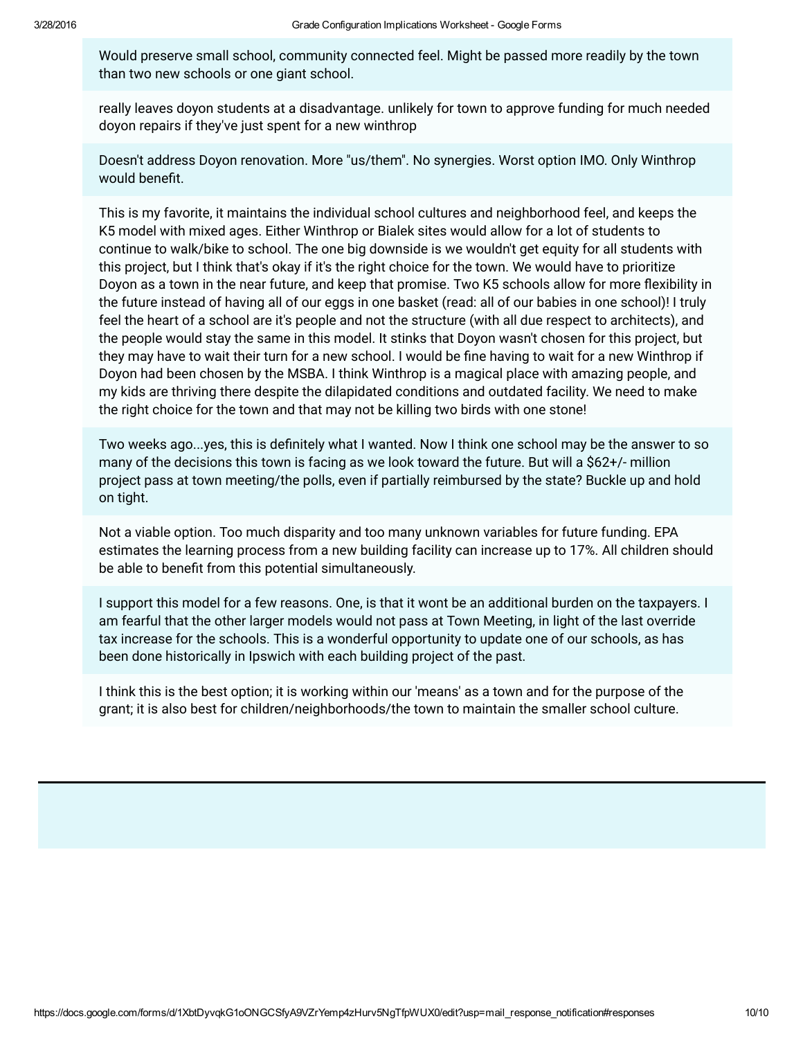Would preserve small school, community connected feel. Might be passed more readily by the town than two new schools or one giant school.

really leaves doyon students at a disadvantage. unlikely for town to approve funding for much needed doyon repairs if they've just spent for a new winthrop

Doesn't address Doyon renovation. More "us/them". No synergies. Worst option IMO. Only Winthrop would benefit.

This is my favorite, it maintains the individual school cultures and neighborhood feel, and keeps the K5 model with mixed ages. Either Winthrop or Bialek sites would allow for a lot of students to continue to walk/bike to school. The one big downside is we wouldn't get equity for all students with this project, but I think that's okay if it's the right choice for the town. We would have to prioritize Doyon as a town in the near future, and keep that promise. Two K5 schools allow for more flexibility in the future instead of having all of our eggs in one basket (read: all of our babies in one school)! I truly feel the heart of a school are it's people and not the structure (with all due respect to architects), and the people would stay the same in this model. It stinks that Doyon wasn't chosen for this project, but they may have to wait their turn for a new school. I would be fine having to wait for a new Winthrop if Doyon had been chosen by the MSBA. I think Winthrop is a magical place with amazing people, and my kids are thriving there despite the dilapidated conditions and outdated facility. We need to make the right choice for the town and that may not be killing two birds with one stone!

Two weeks ago...yes, this is definitely what I wanted. Now I think one school may be the answer to so many of the decisions this town is facing as we look toward the future. But will a $62+/- million project pass at town meeting/the polls, even if partially reimbursed by the state? Buckle up and hold on tight.

Not a viable option. Too much disparity and too many unknown variables for future funding. EPA estimates the learning process from a new building facility can increase up to 17%. All children should be able to benefit from this potential simultaneously.

I support this model for a few reasons. One, is that it wont be an additional burden on the taxpayers. I am fearful that the other larger models would not pass at Town Meeting, in light of the last override tax increase for the schools. This is a wonderful opportunity to update one of our schools, as has been done historically in Ipswich with each building project of the past.

I think this is the best option; it is working within our 'means' as a town and for the purpose of the grant; it is also best for children/neighborhoods/the town to maintain the smaller school culture.